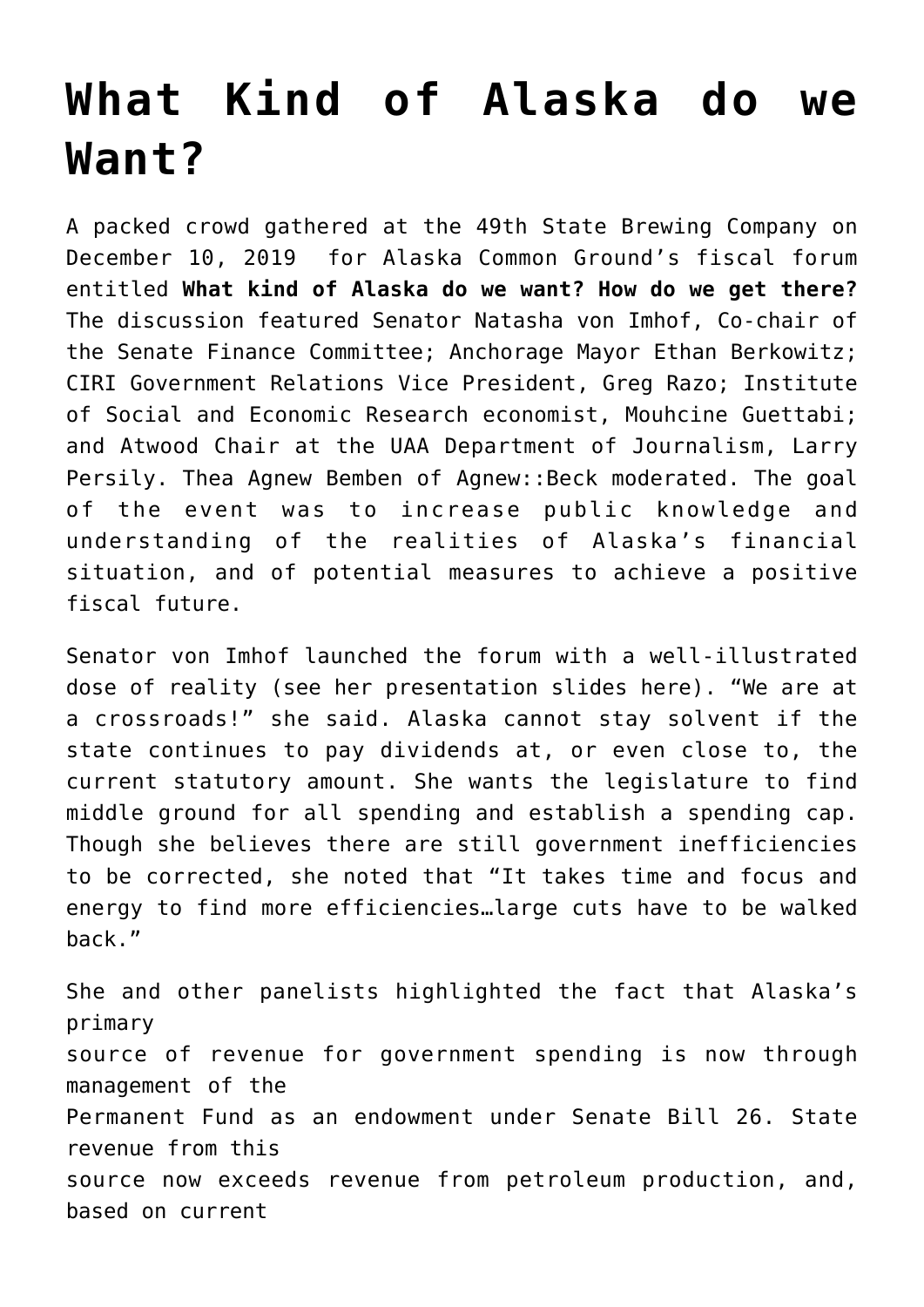# What Kind of Alaska do we Want?

A packed crowd gathered at the 49th State Brewing Company on December 10, 2019 for Alaska Common Ground's fiscal forum entitled **What kind of Alaska do we want? How do we get there?** The discussion featured Senator Natasha von Imhof, Co-chair of the Senate Finance Committee; Anchorage Mayor Ethan Berkowitz; CIRI Government Relations Vice President, Greg Razo; Institute of Social and Economic Research economist, Mouhcine Guettabi; and Atwood Chair at the UAA Department of Journalism, Larry Persily. Thea Agnew Bemben of Agnew::Beck moderated. The goal of the event was to increase public knowledge and understanding of the realities of Alaska's financial situation, and of potential measures to achieve a positive fiscal future.

Senator von Imhof launched the forum with a well-illustrated dose of reality (see her presentation slides here). "We are at a crossroads!" she said. Alaska cannot stay solvent if the state continues to pay dividends at, or even close to, the current statutory amount. She wants the legislature to find middle ground for all spending and establish a spending cap. Though she believes there are still government inefficiencies to be corrected, she noted that "It takes time and focus and energy to find more efficiencies…large cuts have to be walked back."

She and other panelists highlighted the fact that Alaska's primary source of revenue for government spending is now through management of the Permanent Fund as an endowment under Senate Bill 26. State revenue from this source now exceeds revenue from petroleum production, and, based on current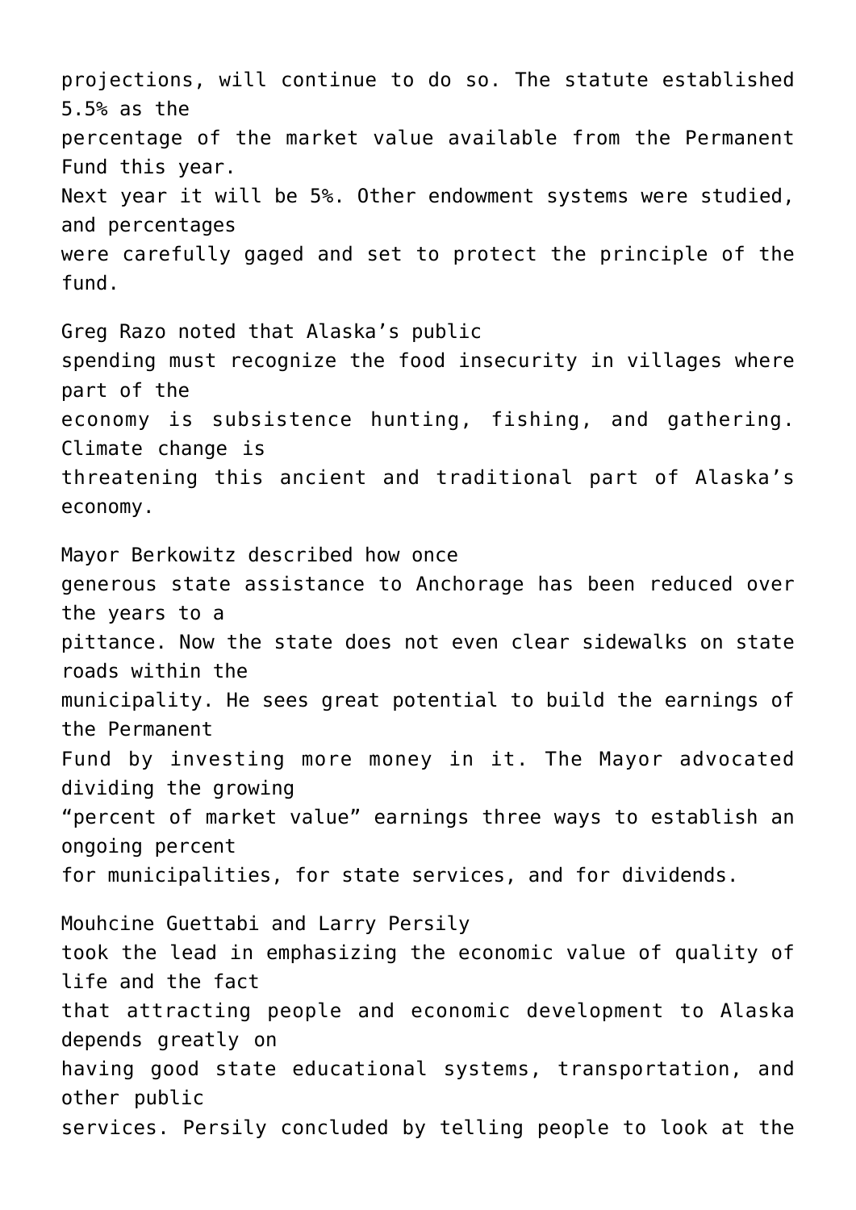projections, will continue to do so. The statute established 5.5% as the percentage of the market value available from the Permanent Fund this year. Next year it will be 5%. Other endowment systems were studied, and percentages were carefully gaged and set to protect the principle of the fund.

Greg Razo noted that Alaska's public spending must recognize the food insecurity in villages where part of the economy is subsistence hunting, fishing, and gathering. Climate change is threatening this ancient and traditional part of Alaska's economy.

Mayor Berkowitz described how once generous state assistance to Anchorage has been reduced over the years to a pittance. Now the state does not even clear sidewalks on state roads within the municipality. He sees great potential to build the earnings of the Permanent Fund by investing more money in it. The Mayor advocated dividing the growing "percent of market value" earnings three ways to establish an ongoing percent for municipalities, for state services, and for dividends.

Mouhcine Guettabi and Larry Persily took the lead in emphasizing the economic value of quality of life and the fact that attracting people and economic development to Alaska depends greatly on having good state educational systems, transportation, and other public services. Persily concluded by telling people to look at the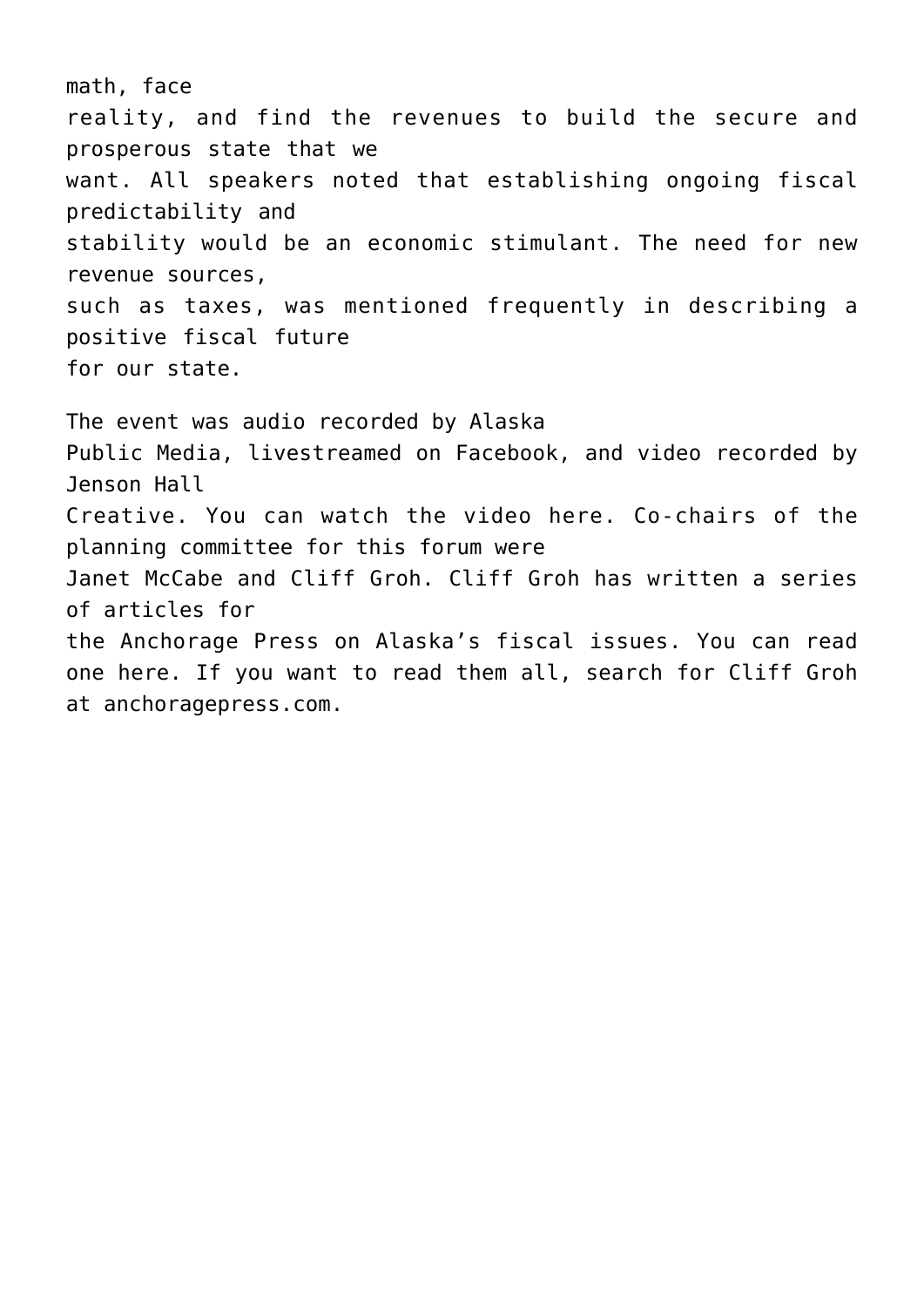math, face reality, and find the revenues to build the secure and prosperous state that we want. All speakers noted that establishing ongoing fiscal predictability and stability would be an economic stimulant. The need for new revenue sources, such as taxes, was mentioned frequently in describing a positive fiscal future for our state.

The event was audio recorded by Alaska Public Media, livestreamed on Facebook, and video recorded by Jenson Hall Creative. You can watch the video here. Co-chairs of the planning committee for this forum were Janet McCabe and Cliff Groh. Cliff Groh has written a series of articles for the Anchorage Press on Alaska's fiscal issues. You can read one here. If you want to read them all, search for Cliff Groh at anchoragepress.com.